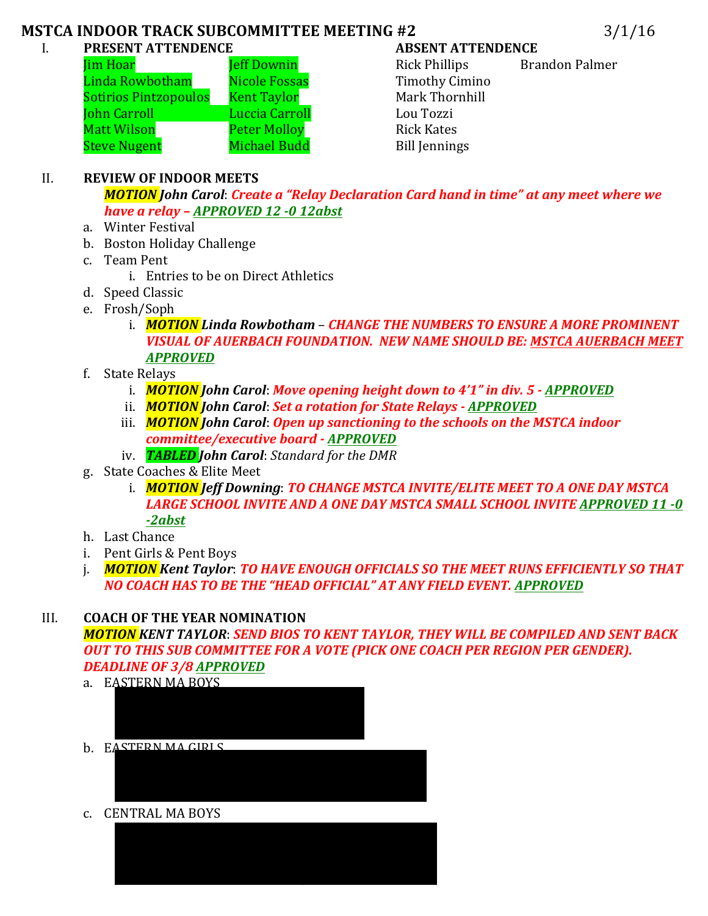# MSTCA INDOOR TRACK SUBCOMMITTEE MEETING #2

3/1/16

## I. PRESENT ATTENDENCE

| | |
|---|---|
| Jim Hoar | Jeff Downin |
| Linda Rowbotham | Nicole Fossas |
| Sotirios Pintzopoulos | Kent Taylor |
| John Carroll | Luccia Carroll |
| Matt Wilson | Peter Molloy |
| Steve Nugent | Michael Budd |

**ABSENT ATTENDENCE**

| | |
|---|---|
| Rick Phillips | Brandon Palmer |
| Timothy Cimino | |
| Mark Thornhill | |
| Lou Tozzi | |
| Rick Kates | |
| Bill Jennings | |

## II. REVIEW OF INDOOR MEETS

***MOTION John Carol**: Create a "Relay Declaration Card hand in time" at any meet where we have a relay – APPROVED 12 -0 12abst*

a. Winter Festival

b. Boston Holiday Challenge

c. Team Pent
   - i. Entries to be on Direct Athletics

d. Speed Classic

e. Frosh/Soph
   - i. ***MOTION Linda Rowbotham** – CHANGE THE NUMBERS TO ENSURE A MORE PROMINENT VISUAL OF AUERBACH FOUNDATION. NEW NAME SHOULD BE: MSTCA AUERBACH MEET APPROVED*

f. State Relays
   - i. ***MOTION John Carol**: Move opening height down to 4'1" in div. 5 - APPROVED*
   - ii. ***MOTION John Carol**: Set a rotation for State Relays - APPROVED*
   - iii. ***MOTION John Carol**: Open up sanctioning to the schools on the MSTCA indoor committee/executive board - APPROVED*
   - iv. ***TABLED John Carol**: Standard for the DMR*

g. State Coaches & Elite Meet
   - i. ***MOTION Jeff Downing**: TO CHANGE MSTCA INVITE/ELITE MEET TO A ONE DAY MSTCA LARGE SCHOOL INVITE AND A ONE DAY MSTCA SMALL SCHOOL INVITE APPROVED 11 -0 -2abst*

h. Last Chance

i. Pent Girls & Pent Boys

j. ***MOTION Kent Taylor**: TO HAVE ENOUGH OFFICIALS SO THE MEET RUNS EFFICIENTLY SO THAT NO COACH HAS TO BE THE "HEAD OFFICIAL" AT ANY FIELD EVENT. APPROVED*

## III. COACH OF THE YEAR NOMINATION

***MOTION KENT TAYLOR**: SEND BIOS TO KENT TAYLOR, THEY WILL BE COMPILED AND SENT BACK OUT TO THIS SUB COMMITTEE FOR A VOTE (PICK ONE COACH PER REGION PER GENDER). DEADLINE OF 3/8 APPROVED*

a. EASTERN MA BOYS

b. EASTERN MA GIRLS

c. CENTRAL MA BOYS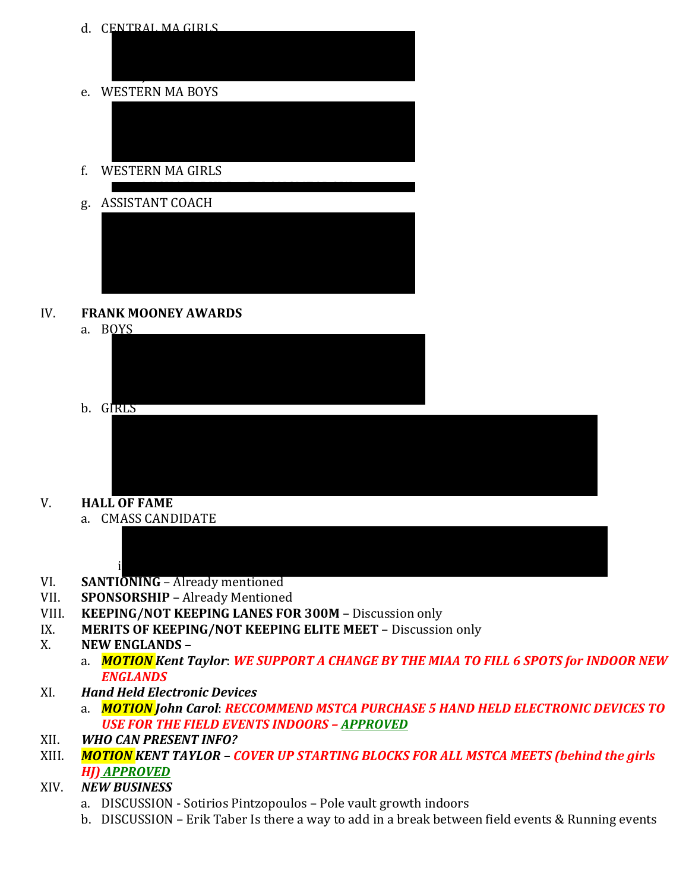d. CENTRAL MA GIRLS

e. WESTERN MA BOYS

f. WESTERN MA GIRLS

g. ASSISTANT COACH

IV. **FRANK MOONEY AWARDS**

a. BOYS

b. GIRLS

V. **HALL OF FAME**

a. CMASS CANDIDATE

VI. **SANTIONING** – Already mentioned

VII. **SPONSORSHIP** – Already Mentioned

VIII. **KEEPING/NOT KEEPING LANES FOR 300M** – Discussion only

IX. **MERITS OF KEEPING/NOT KEEPING ELITE MEET** – Discussion only

X. **NEW ENGLANDS –**

a. ***MOTION Kent Taylor***: ***WE SUPPORT A CHANGE BY THE MIAA TO FILL 6 SPOTS for INDOOR NEW ENGLANDS***

XI. ***Hand Held Electronic Devices***

a. ***MOTION John Carol***: ***RECCOMMEND MSTCA PURCHASE 5 HAND HELD ELECTRONIC DEVICES TO USE FOR THE FIELD EVENTS INDOORS – APPROVED***

XII. ***WHO CAN PRESENT INFO?***

XIII. ***MOTION KENT TAYLOR – COVER UP STARTING BLOCKS FOR ALL MSTCA MEETS (behind the girls HJ) APPROVED***

XIV. ***NEW BUSINESS***

a. DISCUSSION - Sotirios Pintzopoulos – Pole vault growth indoors

b. DISCUSSION – Erik Taber Is there a way to add in a break between field events & Running events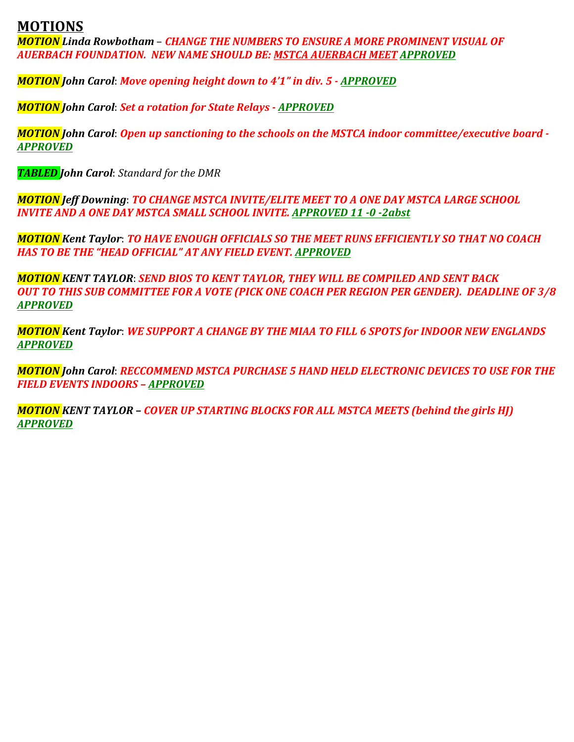## MOTIONS

***MOTION Linda Rowbotham*** – ***CHANGE THE NUMBERS TO ENSURE A MORE PROMINENT VISUAL OF AUERBACH FOUNDATION. NEW NAME SHOULD BE: MSTCA AUERBACH MEET APPROVED***

***MOTION John Carol***: ***Move opening height down to 4'1" in div. 5 - APPROVED***

***MOTION John Carol***: ***Set a rotation for State Relays - APPROVED***

***MOTION John Carol***: ***Open up sanctioning to the schools on the MSTCA indoor committee/executive board - APPROVED***

***TABLED John Carol***: *Standard for the DMR*

***MOTION Jeff Downing***: ***TO CHANGE MSTCA INVITE/ELITE MEET TO A ONE DAY MSTCA LARGE SCHOOL INVITE AND A ONE DAY MSTCA SMALL SCHOOL INVITE. APPROVED 11 -0 -2abst***

***MOTION Kent Taylor***: ***TO HAVE ENOUGH OFFICIALS SO THE MEET RUNS EFFICIENTLY SO THAT NO COACH HAS TO BE THE "HEAD OFFICIAL" AT ANY FIELD EVENT. APPROVED***

***MOTION KENT TAYLOR***: ***SEND BIOS TO KENT TAYLOR, THEY WILL BE COMPILED AND SENT BACK OUT TO THIS SUB COMMITTEE FOR A VOTE (PICK ONE COACH PER REGION PER GENDER). DEADLINE OF 3/8 APPROVED***

***MOTION Kent Taylor***: ***WE SUPPORT A CHANGE BY THE MIAA TO FILL 6 SPOTS for INDOOR NEW ENGLANDS APPROVED***

***MOTION John Carol***: ***RECCOMMEND MSTCA PURCHASE 5 HAND HELD ELECTRONIC DEVICES TO USE FOR THE FIELD EVENTS INDOORS – APPROVED***

***MOTION KENT TAYLOR*** – ***COVER UP STARTING BLOCKS FOR ALL MSTCA MEETS (behind the girls HJ) APPROVED***